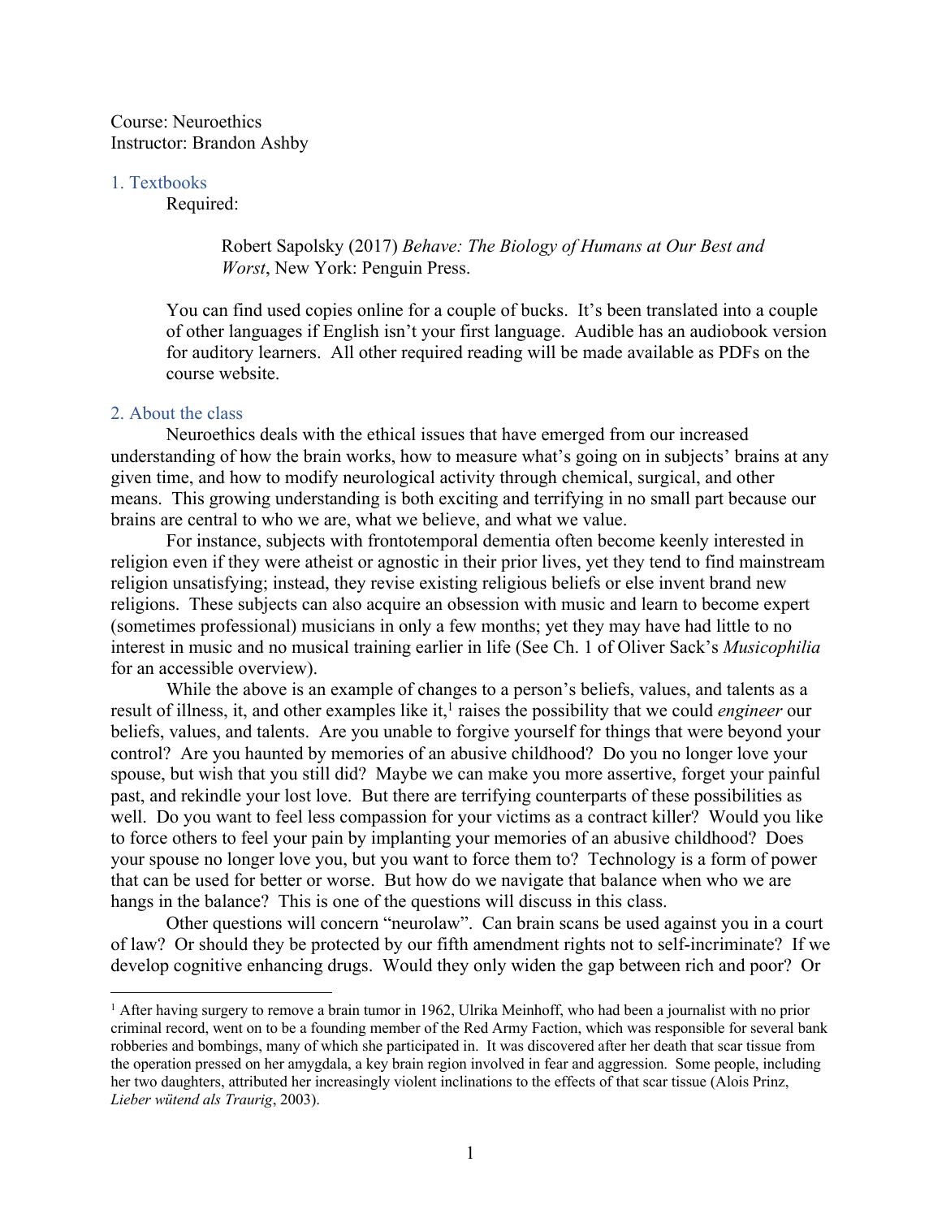Course: Neuroethics
Instructor: Brandon Ashby

## 1. Textbooks

Required:

> Robert Sapolsky (2017) *Behave: The Biology of Humans at Our Best and Worst*, New York: Penguin Press.

You can find used copies online for a couple of bucks. It's been translated into a couple of other languages if English isn't your first language. Audible has an audiobook version for auditory learners. All other required reading will be made available as PDFs on the course website.

## 2. About the class

Neuroethics deals with the ethical issues that have emerged from our increased understanding of how the brain works, how to measure what's going on in subjects' brains at any given time, and how to modify neurological activity through chemical, surgical, and other means. This growing understanding is both exciting and terrifying in no small part because our brains are central to who we are, what we believe, and what we value.

For instance, subjects with frontotemporal dementia often become keenly interested in religion even if they were atheist or agnostic in their prior lives, yet they tend to find mainstream religion unsatisfying; instead, they revise existing religious beliefs or else invent brand new religions. These subjects can also acquire an obsession with music and learn to become expert (sometimes professional) musicians in only a few months; yet they may have had little to no interest in music and no musical training earlier in life (See Ch. 1 of Oliver Sack's *Musicophilia* for an accessible overview).

While the above is an example of changes to a person's beliefs, values, and talents as a result of illness, it, and other examples like it,[1] raises the possibility that we could *engineer* our beliefs, values, and talents. Are you unable to forgive yourself for things that were beyond your control? Are you haunted by memories of an abusive childhood? Do you no longer love your spouse, but wish that you still did? Maybe we can make you more assertive, forget your painful past, and rekindle your lost love. But there are terrifying counterparts of these possibilities as well. Do you want to feel less compassion for your victims as a contract killer? Would you like to force others to feel your pain by implanting your memories of an abusive childhood? Does your spouse no longer love you, but you want to force them to? Technology is a form of power that can be used for better or worse. But how do we navigate that balance when who we are hangs in the balance? This is one of the questions will discuss in this class.

Other questions will concern "neurolaw". Can brain scans be used against you in a court of law? Or should they be protected by our fifth amendment rights not to self-incriminate? If we develop cognitive enhancing drugs. Would they only widen the gap between rich and poor? Or

[1] After having surgery to remove a brain tumor in 1962, Ulrika Meinhoff, who had been a journalist with no prior criminal record, went on to be a founding member of the Red Army Faction, which was responsible for several bank robberies and bombings, many of which she participated in. It was discovered after her death that scar tissue from the operation pressed on her amygdala, a key brain region involved in fear and aggression. Some people, including her two daughters, attributed her increasingly violent inclinations to the effects of that scar tissue (Alois Prinz, *Lieber wütend als Traurig*, 2003).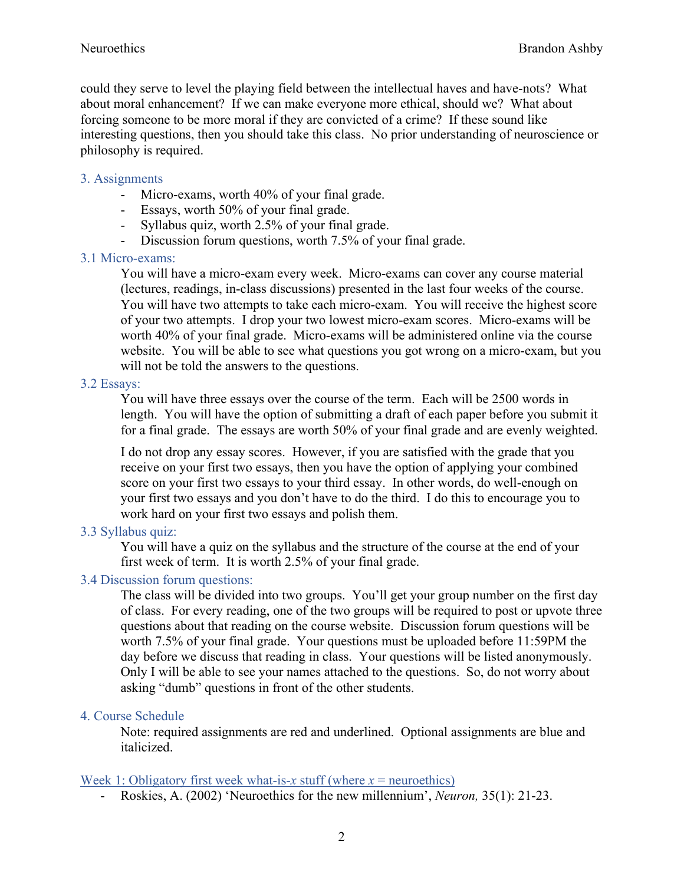could they serve to level the playing field between the intellectual haves and have-nots? What about moral enhancement? If we can make everyone more ethical, should we? What about forcing someone to be more moral if they are convicted of a crime? If these sound like interesting questions, then you should take this class. No prior understanding of neuroscience or philosophy is required.

## 3. Assignments

- Micro-exams, worth 40% of your final grade.
- Essays, worth 50% of your final grade.
- Syllabus quiz, worth 2.5% of your final grade.
- Discussion forum questions, worth 7.5% of your final grade.

### 3.1 Micro-exams:

You will have a micro-exam every week. Micro-exams can cover any course material (lectures, readings, in-class discussions) presented in the last four weeks of the course. You will have two attempts to take each micro-exam. You will receive the highest score of your two attempts. I drop your two lowest micro-exam scores. Micro-exams will be worth 40% of your final grade. Micro-exams will be administered online via the course website. You will be able to see what questions you got wrong on a micro-exam, but you will not be told the answers to the questions.

### 3.2 Essays:

You will have three essays over the course of the term. Each will be 2500 words in length. You will have the option of submitting a draft of each paper before you submit it for a final grade. The essays are worth 50% of your final grade and are evenly weighted.

I do not drop any essay scores. However, if you are satisfied with the grade that you receive on your first two essays, then you have the option of applying your combined score on your first two essays to your third essay. In other words, do well-enough on your first two essays and you don't have to do the third. I do this to encourage you to work hard on your first two essays and polish them.

### 3.3 Syllabus quiz:

You will have a quiz on the syllabus and the structure of the course at the end of your first week of term. It is worth 2.5% of your final grade.

### 3.4 Discussion forum questions:

The class will be divided into two groups. You'll get your group number on the first day of class. For every reading, one of the two groups will be required to post or upvote three questions about that reading on the course website. Discussion forum questions will be worth 7.5% of your final grade. Your questions must be uploaded before 11:59PM the day before we discuss that reading in class. Your questions will be listed anonymously. Only I will be able to see your names attached to the questions. So, do not worry about asking "dumb" questions in front of the other students.

## 4. Course Schedule

Note: required assignments are red and underlined. Optional assignments are blue and italicized.

Week 1: Obligatory first week what-is-*x* stuff (where *x* = neuroethics)

- Roskies, A. (2002) 'Neuroethics for the new millennium', *Neuron,* 35(1): 21-23.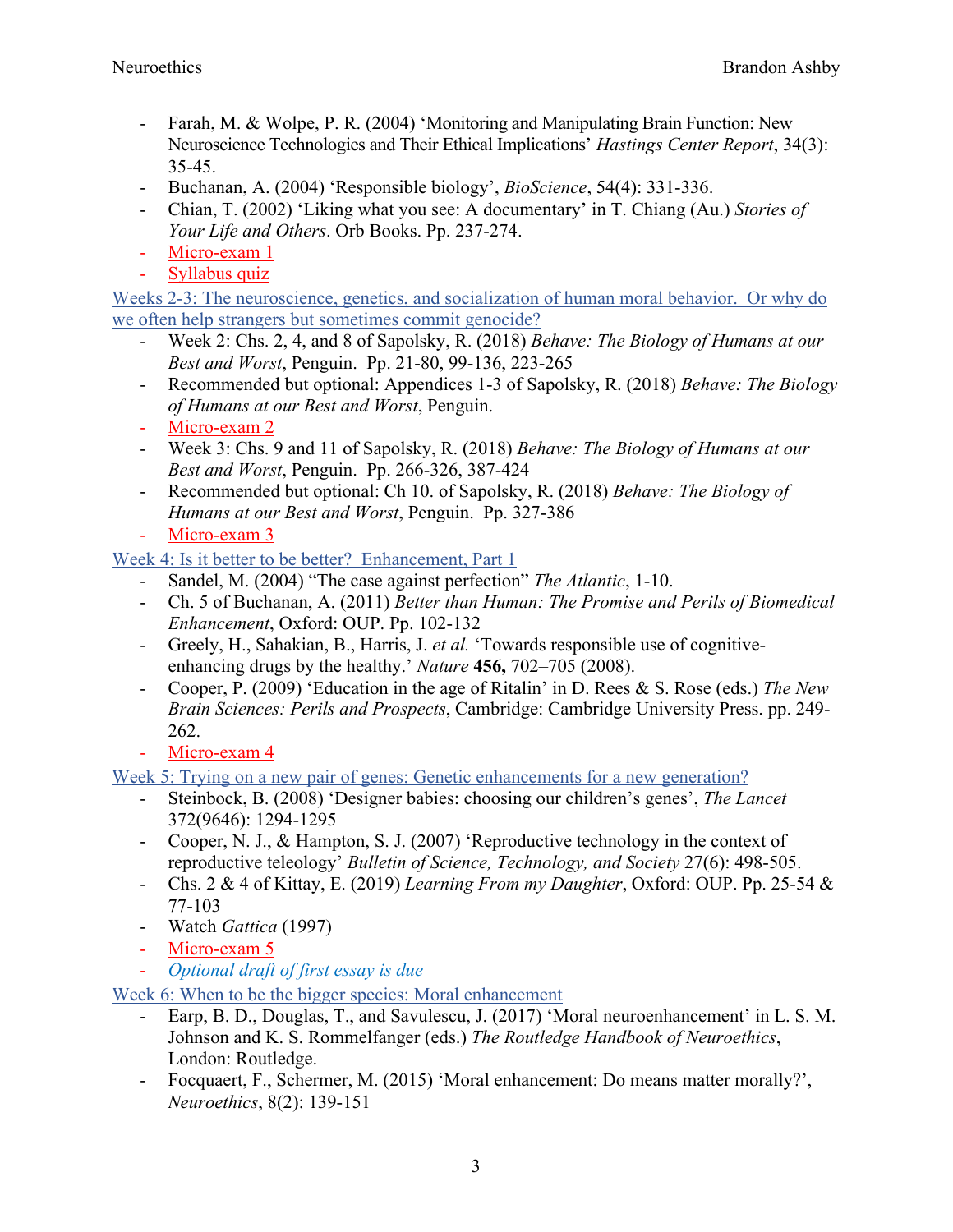- Farah, M. & Wolpe, P. R. (2004) 'Monitoring and Manipulating Brain Function: New Neuroscience Technologies and Their Ethical Implications' *Hastings Center Report*, 34(3): 35-45.
- Buchanan, A. (2004) 'Responsible biology', *BioScience*, 54(4): 331-336.
- Chian, T. (2002) 'Liking what you see: A documentary' in T. Chiang (Au.) *Stories of Your Life and Others*. Orb Books. Pp. 237-274.
- Micro-exam 1
- Syllabus quiz

Weeks 2-3: The neuroscience, genetics, and socialization of human moral behavior. Or why do we often help strangers but sometimes commit genocide?

- Week 2: Chs. 2, 4, and 8 of Sapolsky, R. (2018) *Behave: The Biology of Humans at our Best and Worst*, Penguin. Pp. 21-80, 99-136, 223-265
- Recommended but optional: Appendices 1-3 of Sapolsky, R. (2018) *Behave: The Biology of Humans at our Best and Worst*, Penguin.
- Micro-exam 2
- Week 3: Chs. 9 and 11 of Sapolsky, R. (2018) *Behave: The Biology of Humans at our Best and Worst*, Penguin. Pp. 266-326, 387-424
- Recommended but optional: Ch 10. of Sapolsky, R. (2018) *Behave: The Biology of Humans at our Best and Worst*, Penguin. Pp. 327-386
- Micro-exam 3

Week 4: Is it better to be better? Enhancement, Part 1

- Sandel, M. (2004) "The case against perfection" *The Atlantic*, 1-10.
- Ch. 5 of Buchanan, A. (2011) *Better than Human: The Promise and Perils of Biomedical Enhancement*, Oxford: OUP. Pp. 102-132
- Greely, H., Sahakian, B., Harris, J. *et al.* 'Towards responsible use of cognitive-enhancing drugs by the healthy.' *Nature* **456,** 702–705 (2008).
- Cooper, P. (2009) 'Education in the age of Ritalin' in D. Rees & S. Rose (eds.) *The New Brain Sciences: Perils and Prospects*, Cambridge: Cambridge University Press. pp. 249-262.
- Micro-exam 4

Week 5: Trying on a new pair of genes: Genetic enhancements for a new generation?

- Steinbock, B. (2008) 'Designer babies: choosing our children's genes', *The Lancet* 372(9646): 1294-1295
- Cooper, N. J., & Hampton, S. J. (2007) 'Reproductive technology in the context of reproductive teleology' *Bulletin of Science, Technology, and Society* 27(6): 498-505.
- Chs. 2 & 4 of Kittay, E. (2019) *Learning From my Daughter*, Oxford: OUP. Pp. 25-54 & 77-103
- Watch *Gattica* (1997)
- Micro-exam 5
- *Optional draft of first essay is due*

Week 6: When to be the bigger species: Moral enhancement

- Earp, B. D., Douglas, T., and Savulescu, J. (2017) 'Moral neuroenhancement' in L. S. M. Johnson and K. S. Rommelfanger (eds.) *The Routledge Handbook of Neuroethics*, London: Routledge.
- Focquaert, F., Schermer, M. (2015) 'Moral enhancement: Do means matter morally?', *Neuroethics*, 8(2): 139-151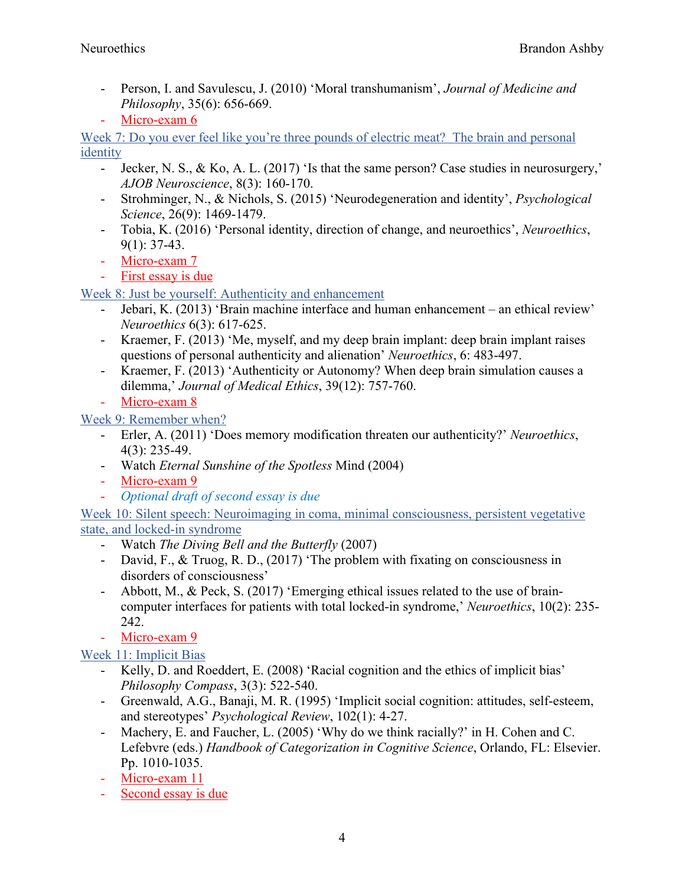- Person, I. and Savulescu, J. (2010) 'Moral transhumanism', *Journal of Medicine and Philosophy*, 35(6): 656-669.
- Micro-exam 6

## Week 7: Do you ever feel like you're three pounds of electric meat? The brain and personal identity

- Jecker, N. S., & Ko, A. L. (2017) 'Is that the same person? Case studies in neurosurgery,' *AJOB Neuroscience*, 8(3): 160-170.
- Strohminger, N., & Nichols, S. (2015) 'Neurodegeneration and identity', *Psychological Science*, 26(9): 1469-1479.
- Tobia, K. (2016) 'Personal identity, direction of change, and neuroethics', *Neuroethics*, 9(1): 37-43.
- Micro-exam 7
- First essay is due

## Week 8: Just be yourself: Authenticity and enhancement

- Jebari, K. (2013) 'Brain machine interface and human enhancement – an ethical review' *Neuroethics* 6(3): 617-625.
- Kraemer, F. (2013) 'Me, myself, and my deep brain implant: deep brain implant raises questions of personal authenticity and alienation' *Neuroethics*, 6: 483-497.
- Kraemer, F. (2013) 'Authenticity or Autonomy? When deep brain simulation causes a dilemma,' *Journal of Medical Ethics*, 39(12): 757-760.
- Micro-exam 8

## Week 9: Remember when?

- Erler, A. (2011) 'Does memory modification threaten our authenticity?' *Neuroethics*, 4(3): 235-49.
- Watch *Eternal Sunshine of the Spotless* Mind (2004)
- Micro-exam 9
- *Optional draft of second essay is due*

## Week 10: Silent speech: Neuroimaging in coma, minimal consciousness, persistent vegetative state, and locked-in syndrome

- Watch *The Diving Bell and the Butterfly* (2007)
- David, F., & Truog, R. D., (2017) 'The problem with fixating on consciousness in disorders of consciousness'
- Abbott, M., & Peck, S. (2017) 'Emerging ethical issues related to the use of brain-computer interfaces for patients with total locked-in syndrome,' *Neuroethics*, 10(2): 235-242.
- Micro-exam 9

## Week 11: Implicit Bias

- Kelly, D. and Roeddert, E. (2008) 'Racial cognition and the ethics of implicit bias' *Philosophy Compass*, 3(3): 522-540.
- Greenwald, A.G., Banaji, M. R. (1995) 'Implicit social cognition: attitudes, self-esteem, and stereotypes' *Psychological Review*, 102(1): 4-27.
- Machery, E. and Faucher, L. (2005) 'Why do we think racially?' in H. Cohen and C. Lefebvre (eds.) *Handbook of Categorization in Cognitive Science*, Orlando, FL: Elsevier. Pp. 1010-1035.
- Micro-exam 11
- Second essay is due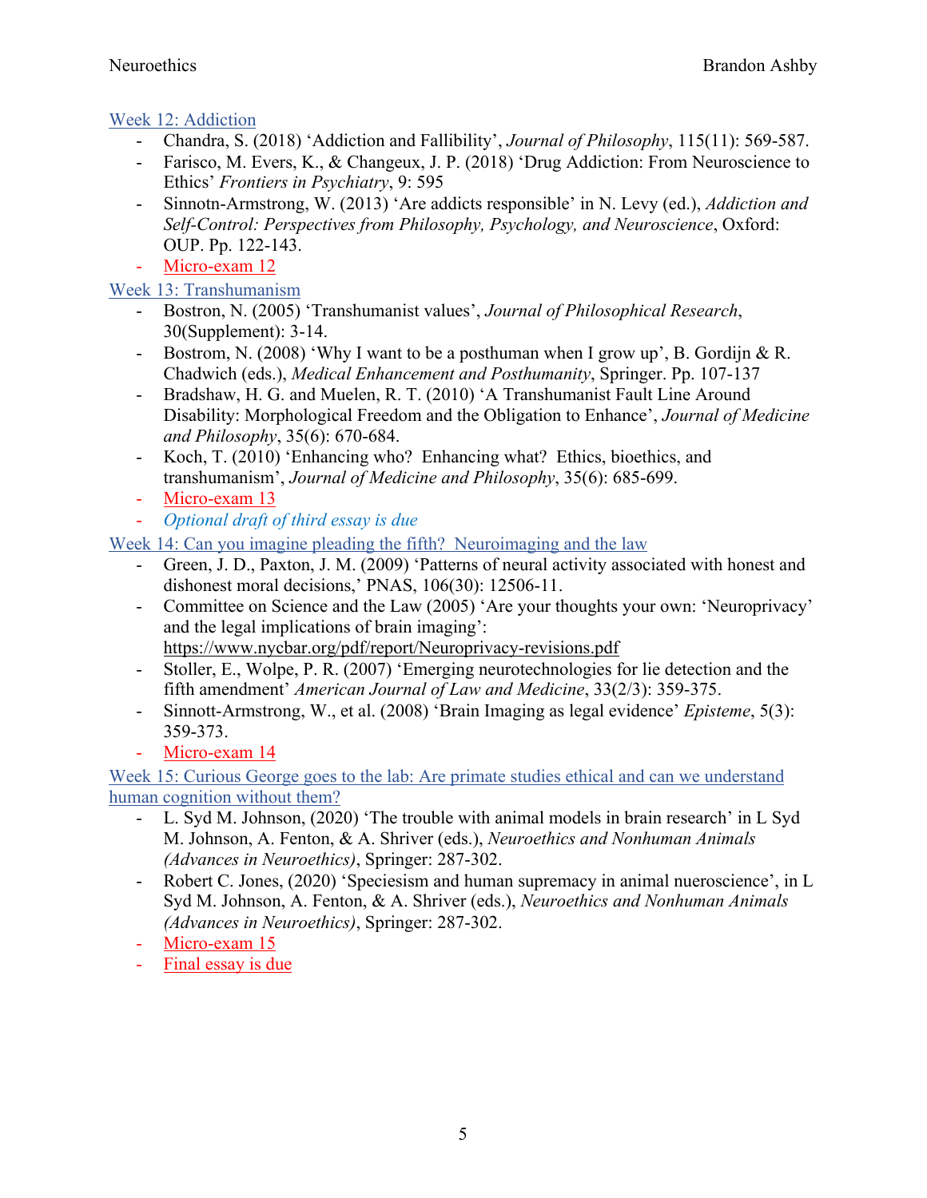Week 12: Addiction

- Chandra, S. (2018) 'Addiction and Fallibility', *Journal of Philosophy*, 115(11): 569-587.
- Farisco, M. Evers, K., & Changeux, J. P. (2018) 'Drug Addiction: From Neuroscience to Ethics' *Frontiers in Psychiatry*, 9: 595
- Sinnotn-Armstrong, W. (2013) 'Are addicts responsible' in N. Levy (ed.), *Addiction and Self-Control: Perspectives from Philosophy, Psychology, and Neuroscience*, Oxford: OUP. Pp. 122-143.
- Micro-exam 12

Week 13: Transhumanism

- Bostron, N. (2005) 'Transhumanist values', *Journal of Philosophical Research*, 30(Supplement): 3-14.
- Bostrom, N. (2008) 'Why I want to be a posthuman when I grow up', B. Gordijn & R. Chadwich (eds.), *Medical Enhancement and Posthumanity*, Springer. Pp. 107-137
- Bradshaw, H. G. and Muelen, R. T. (2010) 'A Transhumanist Fault Line Around Disability: Morphological Freedom and the Obligation to Enhance', *Journal of Medicine and Philosophy*, 35(6): 670-684.
- Koch, T. (2010) 'Enhancing who? Enhancing what? Ethics, bioethics, and transhumanism', *Journal of Medicine and Philosophy*, 35(6): 685-699.
- Micro-exam 13
- *Optional draft of third essay is due*

Week 14: Can you imagine pleading the fifth? Neuroimaging and the law

- Green, J. D., Paxton, J. M. (2009) 'Patterns of neural activity associated with honest and dishonest moral decisions,' PNAS, 106(30): 12506-11.
- Committee on Science and the Law (2005) 'Are your thoughts your own: 'Neuroprivacy' and the legal implications of brain imaging': https://www.nycbar.org/pdf/report/Neuroprivacy-revisions.pdf
- Stoller, E., Wolpe, P. R. (2007) 'Emerging neurotechnologies for lie detection and the fifth amendment' *American Journal of Law and Medicine*, 33(2/3): 359-375.
- Sinnott-Armstrong, W., et al. (2008) 'Brain Imaging as legal evidence' *Episteme*, 5(3): 359-373.
- Micro-exam 14

Week 15: Curious George goes to the lab: Are primate studies ethical and can we understand human cognition without them?

- L. Syd M. Johnson, (2020) 'The trouble with animal models in brain research' in L Syd M. Johnson, A. Fenton, & A. Shriver (eds.), *Neuroethics and Nonhuman Animals (Advances in Neuroethics)*, Springer: 287-302.
- Robert C. Jones, (2020) 'Speciesism and human supremacy in animal nueroscience', in L Syd M. Johnson, A. Fenton, & A. Shriver (eds.), *Neuroethics and Nonhuman Animals (Advances in Neuroethics)*, Springer: 287-302.
- Micro-exam 15
- Final essay is due